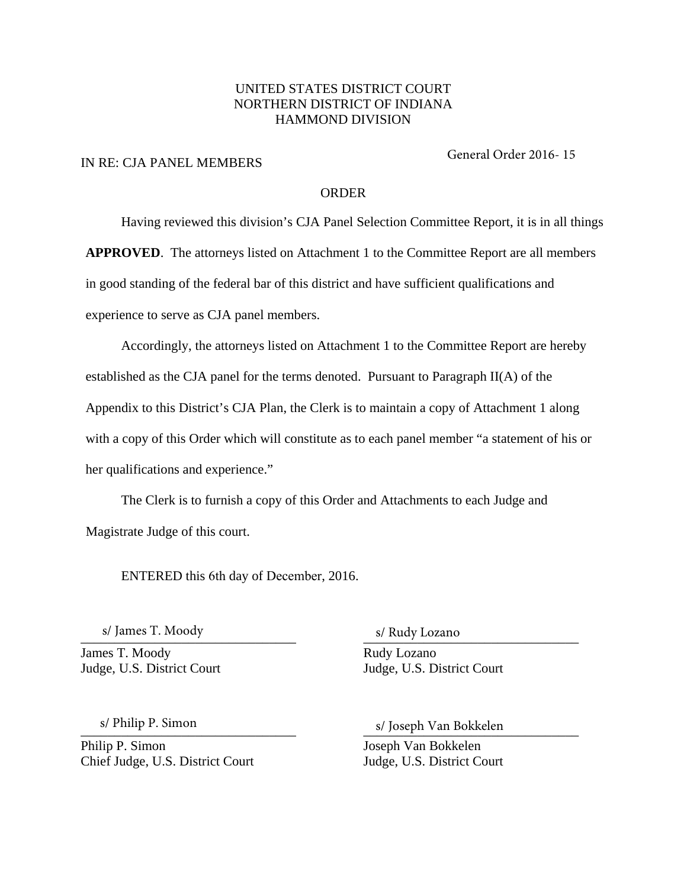UNITED STATES DISTRICT COURT
NORTHERN DISTRICT OF INDIANA
HAMMOND DIVISION

IN RE: CJA PANEL MEMBERS

General Order 2016- 15

ORDER

Having reviewed this division's CJA Panel Selection Committee Report, it is in all things **APPROVED**. The attorneys listed on Attachment 1 to the Committee Report are all members in good standing of the federal bar of this district and have sufficient qualifications and experience to serve as CJA panel members.

Accordingly, the attorneys listed on Attachment 1 to the Committee Report are hereby established as the CJA panel for the terms denoted. Pursuant to Paragraph II(A) of the Appendix to this District's CJA Plan, the Clerk is to maintain a copy of Attachment 1 along with a copy of this Order which will constitute as to each panel member "a statement of his or her qualifications and experience."

The Clerk is to furnish a copy of this Order and Attachments to each Judge and Magistrate Judge of this court.

ENTERED this 6th day of December, 2016.

s/ James T. Moody
James T. Moody
Judge, U.S. District Court

s/ Rudy Lozano
Rudy Lozano
Judge, U.S. District Court

s/ Philip P. Simon
Philip P. Simon
Chief Judge, U.S. District Court

s/ Joseph Van Bokkelen
Joseph Van Bokkelen
Judge, U.S. District Court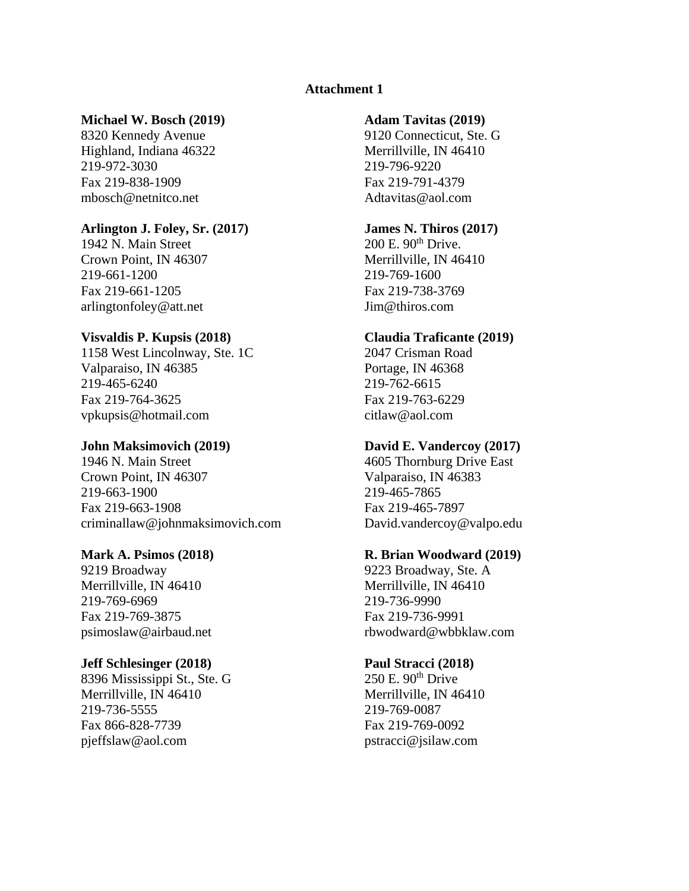**Attachment 1**

**Michael W. Bosch (2019)**
8320 Kennedy Avenue
Highland, Indiana 46322
219-972-3030
Fax 219-838-1909
mbosch@netnitco.net

**Arlington J. Foley, Sr. (2017)**
1942 N. Main Street
Crown Point, IN 46307
219-661-1200
Fax 219-661-1205
arlingtonfoley@att.net

**Visvaldis P. Kupsis (2018)**
1158 West Lincolnway, Ste. 1C
Valparaiso, IN 46385
219-465-6240
Fax 219-764-3625
vpkupsis@hotmail.com

**John Maksimovich (2019)**
1946 N. Main Street
Crown Point, IN 46307
219-663-1900
Fax 219-663-1908
criminallaw@johnmaksimovich.com

**Mark A. Psimos (2018)**
9219 Broadway
Merrillville, IN 46410
219-769-6969
Fax 219-769-3875
psimoslaw@airbaud.net

**Jeff Schlesinger (2018)**
8396 Mississippi St., Ste. G
Merrillville, IN 46410
219-736-5555
Fax 866-828-7739
pjeffslaw@aol.com

**Adam Tavitas (2019)**
9120 Connecticut, Ste. G
Merrillville, IN 46410
219-796-9220
Fax 219-791-4379
Adtavitas@aol.com

**James N. Thiros (2017)**
200 E. 90th Drive.
Merrillville, IN 46410
219-769-1600
Fax 219-738-3769
Jim@thiros.com

**Claudia Traficante (2019)**
2047 Crisman Road
Portage, IN 46368
219-762-6615
Fax 219-763-6229
citlaw@aol.com

**David E. Vandercoy (2017)**
4605 Thornburg Drive East
Valparaiso, IN 46383
219-465-7865
Fax 219-465-7897
David.vandercoy@valpo.edu

**R. Brian Woodward (2019)**
9223 Broadway, Ste. A
Merrillville, IN 46410
219-736-9990
Fax 219-736-9991
rbwodward@wbbklaw.com

**Paul Stracci (2018)**
250 E. 90th Drive
Merrillville, IN 46410
219-769-0087
Fax 219-769-0092
pstracci@jsilaw.com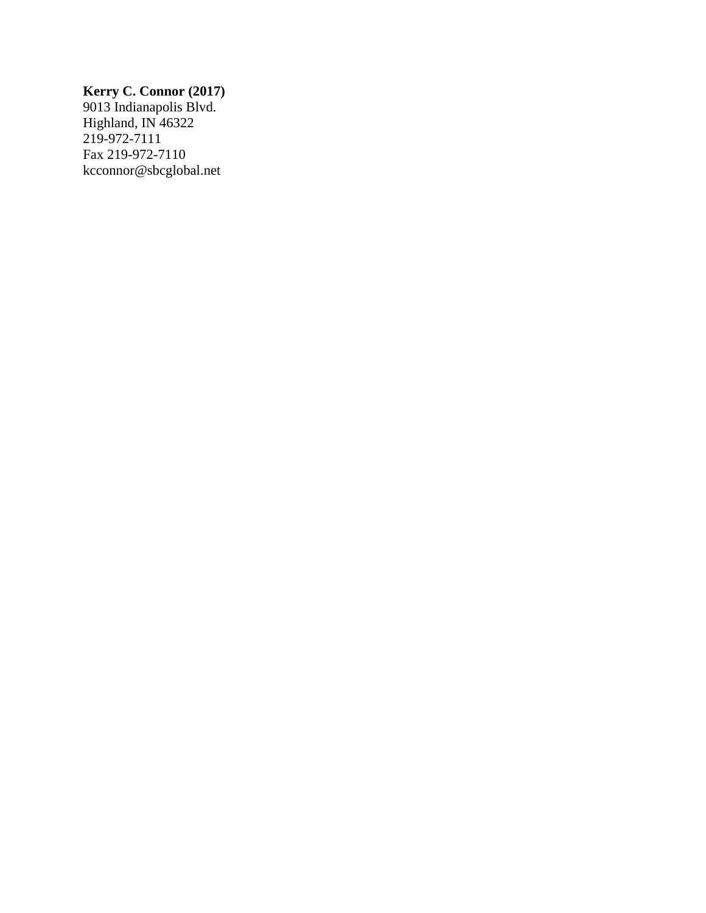**Kerry C. Connor (2017)**
9013 Indianapolis Blvd.
Highland, IN 46322
219-972-7111
Fax 219-972-7110
kcconnor@sbcglobal.net